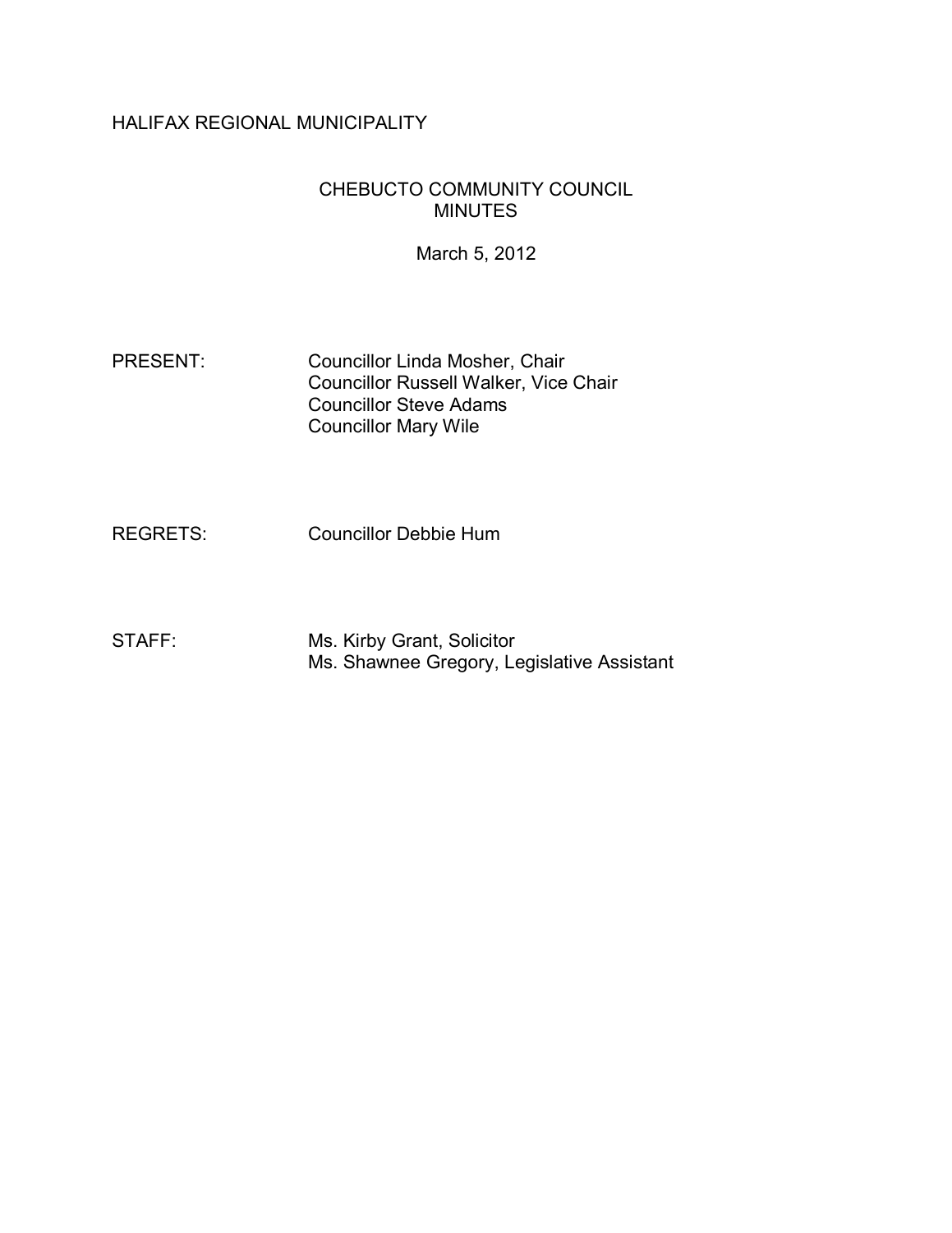HALIFAX REGIONAL MUNICIPALITY

# CHEBUCTO COMMUNITY COUNCIL MINUTES

March 5, 2012

PRESENT: Councillor Linda Mosher, Chair
Councillor Russell Walker, Vice Chair
Councillor Steve Adams
Councillor Mary Wile

REGRETS: Councillor Debbie Hum

STAFF: Ms. Kirby Grant, Solicitor
Ms. Shawnee Gregory, Legislative Assistant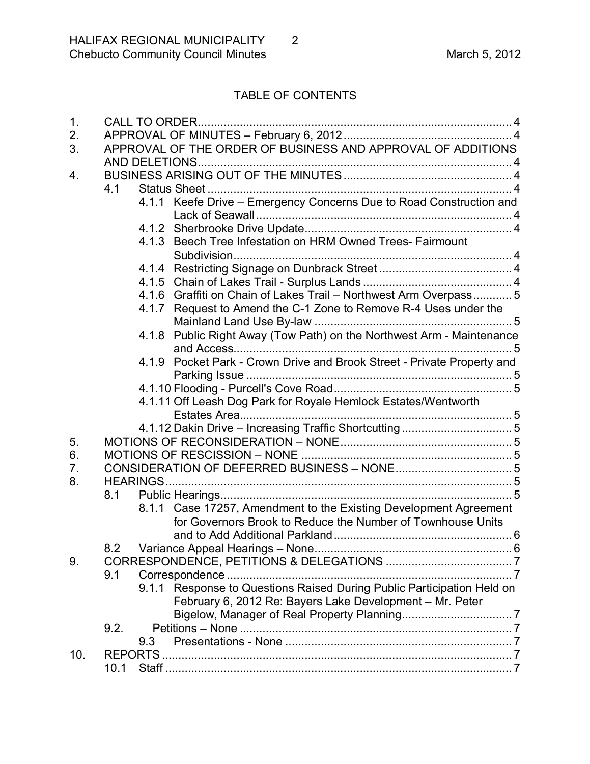## TABLE OF CONTENTS

1. CALL TO ORDER ........ 4
2. APPROVAL OF MINUTES – February 6, 2012 ........ 4
3. APPROVAL OF THE ORDER OF BUSINESS AND APPROVAL OF ADDITIONS AND DELETIONS ........ 4
4. BUSINESS ARISING OUT OF THE MINUTES ........ 4
   - 4.1 Status Sheet ........ 4
     - 4.1.1 Keefe Drive – Emergency Concerns Due to Road Construction and Lack of Seawall ........ 4
     - 4.1.2 Sherbrooke Drive Update ........ 4
     - 4.1.3 Beech Tree Infestation on HRM Owned Trees- Fairmount Subdivision ........ 4
     - 4.1.4 Restricting Signage on Dunbrack Street ........ 4
     - 4.1.5 Chain of Lakes Trail - Surplus Lands ........ 4
     - 4.1.6 Graffiti on Chain of Lakes Trail – Northwest Arm Overpass ........ 5
     - 4.1.7 Request to Amend the C-1 Zone to Remove R-4 Uses under the Mainland Land Use By-law ........ 5
     - 4.1.8 Public Right Away (Tow Path) on the Northwest Arm - Maintenance and Access ........ 5
     - 4.1.9 Pocket Park - Crown Drive and Brook Street - Private Property and Parking Issue ........ 5
     - 4.1.10 Flooding - Purcell's Cove Road ........ 5
     - 4.1.11 Off Leash Dog Park for Royale Hemlock Estates/Wentworth Estates Area ........ 5
     - 4.1.12 Dakin Drive – Increasing Traffic Shortcutting ........ 5
5. MOTIONS OF RECONSIDERATION – NONE ........ 5
6. MOTIONS OF RESCISSION – NONE ........ 5
7. CONSIDERATION OF DEFERRED BUSINESS – NONE ........ 5
8. HEARINGS ........ 5
   - 8.1 Public Hearings ........ 5
     - 8.1.1 Case 17257, Amendment to the Existing Development Agreement for Governors Brook to Reduce the Number of Townhouse Units and to Add Additional Parkland ........ 6
   - 8.2 Variance Appeal Hearings – None ........ 6
9. CORRESPONDENCE, PETITIONS & DELEGATIONS ........ 7
   - 9.1 Correspondence ........ 7
     - 9.1.1 Response to Questions Raised During Public Participation Held on February 6, 2012 Re: Bayers Lake Development – Mr. Peter Bigelow, Manager of Real Property Planning ........ 7
   - 9.2. Petitions – None ........ 7
   - 9.3 Presentations - None ........ 7
10. REPORTS ........ 7
    - 10.1 Staff ........ 7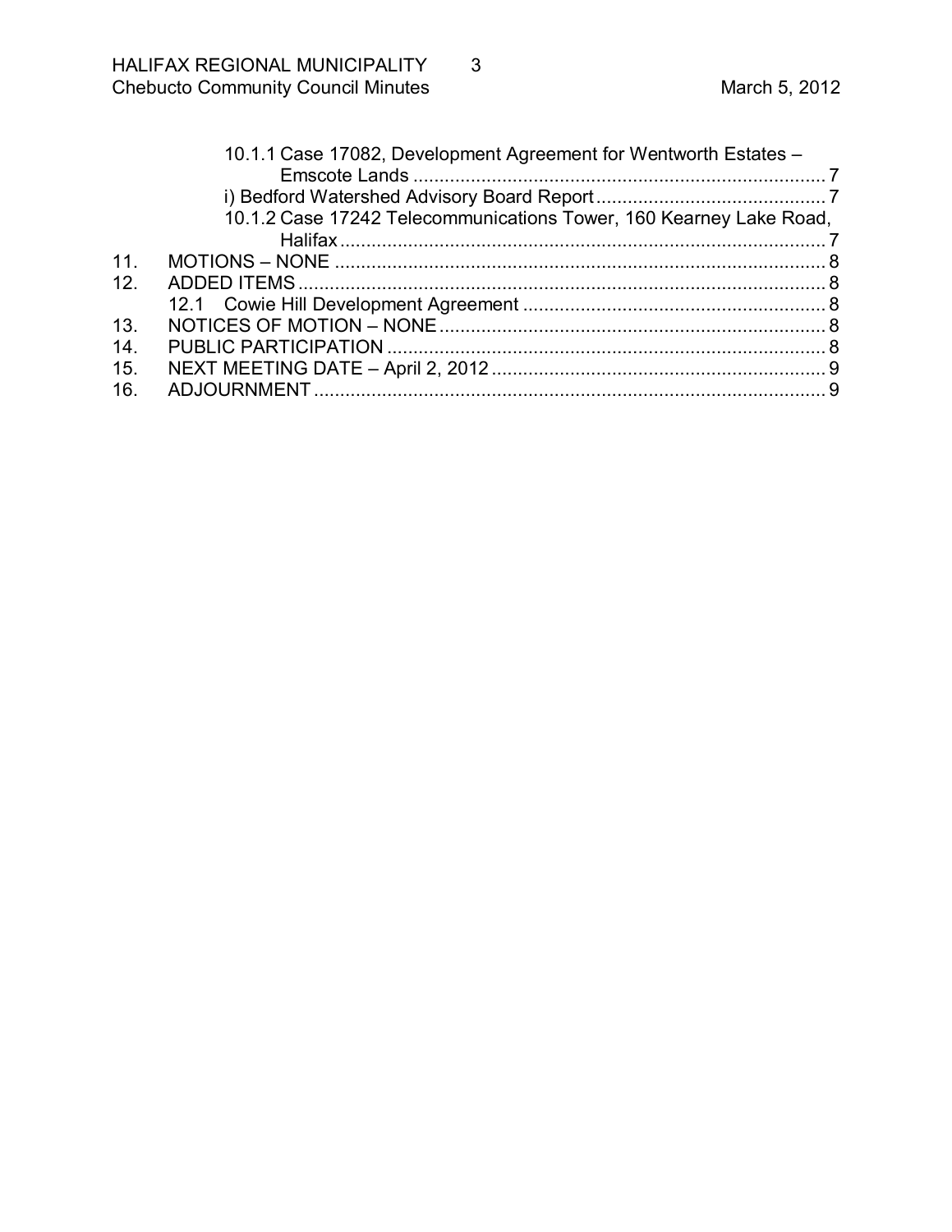10.1.1 Case 17082, Development Agreement for Wentworth Estates – Emscote Lands ........................................................................ 7

i) Bedford Watershed Advisory Board Report ............................................ 7

10.1.2 Case 17242 Telecommunications Tower, 160 Kearney Lake Road, Halifax ................................................................................. 7

11. MOTIONS – NONE ............................................................................................ 8

12. ADDED ITEMS ................................................................................................... 8

12.1 Cowie Hill Development Agreement ......................................................... 8

13. NOTICES OF MOTION – NONE ........................................................................ 8

14. PUBLIC PARTICIPATION .................................................................................. 8

15. NEXT MEETING DATE – April 2, 2012 .............................................................. 9

16. ADJOURNMENT ................................................................................................ 9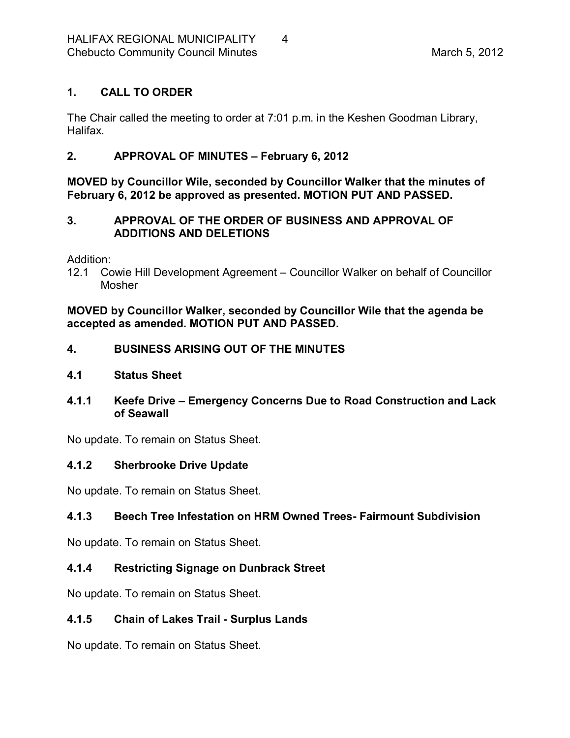## 1. CALL TO ORDER

The Chair called the meeting to order at 7:01 p.m. in the Keshen Goodman Library, Halifax.

## 2. APPROVAL OF MINUTES – February 6, 2012

**MOVED by Councillor Wile, seconded by Councillor Walker that the minutes of February 6, 2012 be approved as presented. MOTION PUT AND PASSED.**

## 3. APPROVAL OF THE ORDER OF BUSINESS AND APPROVAL OF ADDITIONS AND DELETIONS

Addition:

12.1 Cowie Hill Development Agreement – Councillor Walker on behalf of Councillor Mosher

**MOVED by Councillor Walker, seconded by Councillor Wile that the agenda be accepted as amended. MOTION PUT AND PASSED.**

## 4. BUSINESS ARISING OUT OF THE MINUTES

### 4.1 Status Sheet

#### 4.1.1 Keefe Drive – Emergency Concerns Due to Road Construction and Lack of Seawall

No update. To remain on Status Sheet.

#### 4.1.2 Sherbrooke Drive Update

No update. To remain on Status Sheet.

#### 4.1.3 Beech Tree Infestation on HRM Owned Trees- Fairmount Subdivision

No update. To remain on Status Sheet.

#### 4.1.4 Restricting Signage on Dunbrack Street

No update. To remain on Status Sheet.

#### 4.1.5 Chain of Lakes Trail - Surplus Lands

No update. To remain on Status Sheet.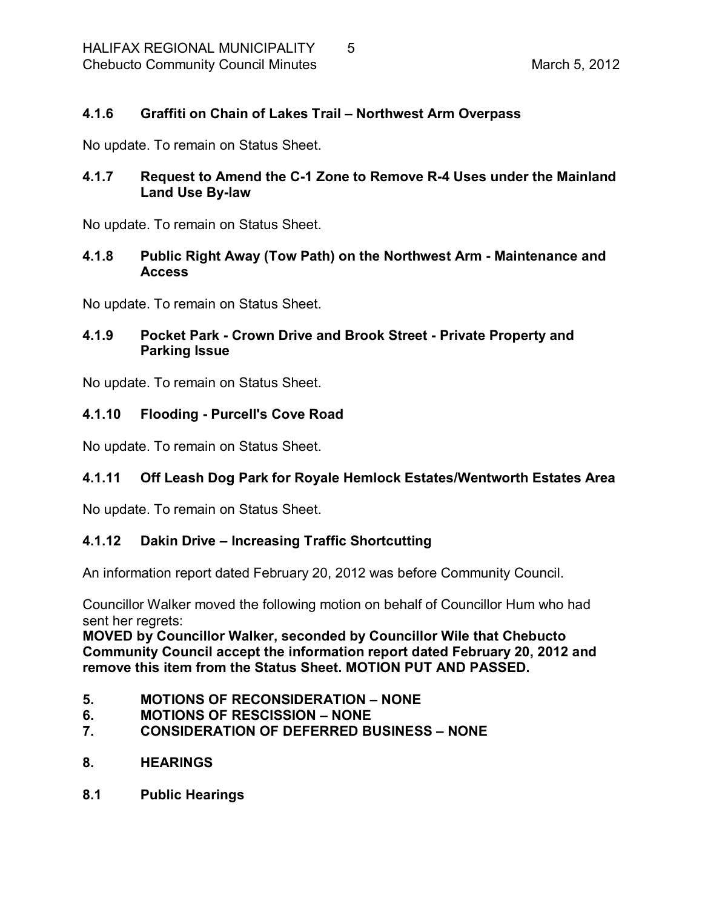### 4.1.6 Graffiti on Chain of Lakes Trail – Northwest Arm Overpass

No update. To remain on Status Sheet.

### 4.1.7 Request to Amend the C-1 Zone to Remove R-4 Uses under the Mainland Land Use By-law

No update. To remain on Status Sheet.

### 4.1.8 Public Right Away (Tow Path) on the Northwest Arm - Maintenance and Access

No update. To remain on Status Sheet.

### 4.1.9 Pocket Park - Crown Drive and Brook Street - Private Property and Parking Issue

No update. To remain on Status Sheet.

### 4.1.10 Flooding - Purcell's Cove Road

No update. To remain on Status Sheet.

### 4.1.11 Off Leash Dog Park for Royale Hemlock Estates/Wentworth Estates Area

No update. To remain on Status Sheet.

### 4.1.12 Dakin Drive – Increasing Traffic Shortcutting

An information report dated February 20, 2012 was before Community Council.

Councillor Walker moved the following motion on behalf of Councillor Hum who had sent her regrets:

**MOVED by Councillor Walker, seconded by Councillor Wile that Chebucto Community Council accept the information report dated February 20, 2012 and remove this item from the Status Sheet. MOTION PUT AND PASSED.**

## 5. MOTIONS OF RECONSIDERATION – NONE

## 6. MOTIONS OF RESCISSION – NONE

## 7. CONSIDERATION OF DEFERRED BUSINESS – NONE

## 8. HEARINGS

### 8.1 Public Hearings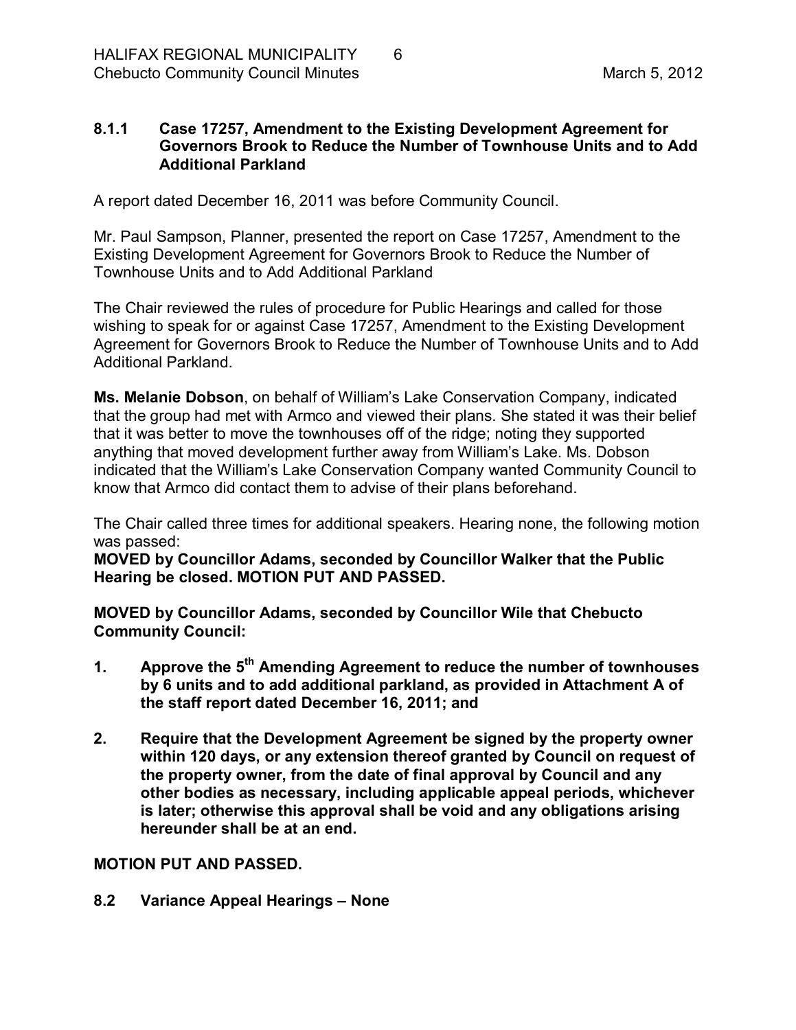### 8.1.1 Case 17257, Amendment to the Existing Development Agreement for Governors Brook to Reduce the Number of Townhouse Units and to Add Additional Parkland

A report dated December 16, 2011 was before Community Council.

Mr. Paul Sampson, Planner, presented the report on Case 17257, Amendment to the Existing Development Agreement for Governors Brook to Reduce the Number of Townhouse Units and to Add Additional Parkland

The Chair reviewed the rules of procedure for Public Hearings and called for those wishing to speak for or against Case 17257, Amendment to the Existing Development Agreement for Governors Brook to Reduce the Number of Townhouse Units and to Add Additional Parkland.

**Ms. Melanie Dobson**, on behalf of William's Lake Conservation Company, indicated that the group had met with Armco and viewed their plans. She stated it was their belief that it was better to move the townhouses off of the ridge; noting they supported anything that moved development further away from William's Lake. Ms. Dobson indicated that the William's Lake Conservation Company wanted Community Council to know that Armco did contact them to advise of their plans beforehand.

The Chair called three times for additional speakers. Hearing none, the following motion was passed:

**MOVED by Councillor Adams, seconded by Councillor Walker that the Public Hearing be closed. MOTION PUT AND PASSED.**

**MOVED by Councillor Adams, seconded by Councillor Wile that Chebucto Community Council:**

1. **Approve the 5th Amending Agreement to reduce the number of townhouses by 6 units and to add additional parkland, as provided in Attachment A of the staff report dated December 16, 2011; and**
2. **Require that the Development Agreement be signed by the property owner within 120 days, or any extension thereof granted by Council on request of the property owner, from the date of final approval by Council and any other bodies as necessary, including applicable appeal periods, whichever is later; otherwise this approval shall be void and any obligations arising hereunder shall be at an end.**

**MOTION PUT AND PASSED.**

### 8.2 Variance Appeal Hearings – None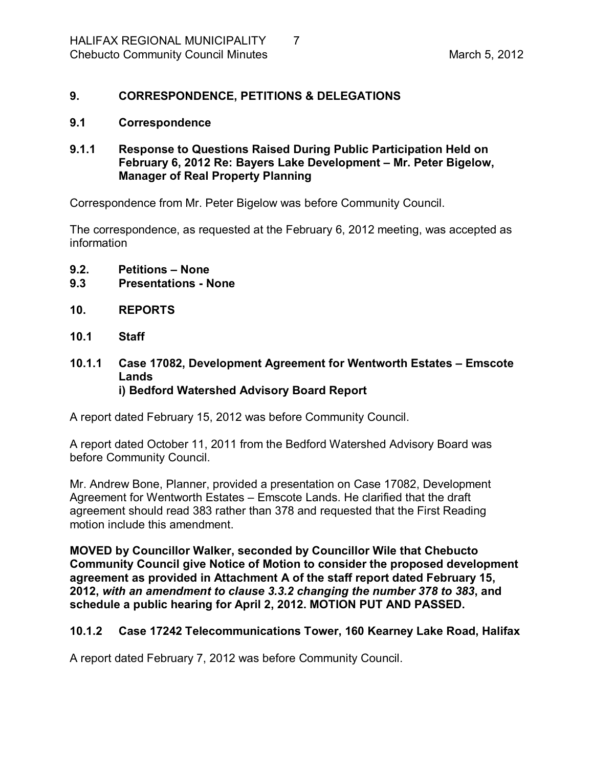## 9. CORRESPONDENCE, PETITIONS & DELEGATIONS

### 9.1 Correspondence

#### 9.1.1 Response to Questions Raised During Public Participation Held on February 6, 2012 Re: Bayers Lake Development – Mr. Peter Bigelow, Manager of Real Property Planning

Correspondence from Mr. Peter Bigelow was before Community Council.

The correspondence, as requested at the February 6, 2012 meeting, was accepted as information

### 9.2. Petitions – None
### 9.3 Presentations - None

## 10. REPORTS

### 10.1 Staff

#### 10.1.1 Case 17082, Development Agreement for Wentworth Estates – Emscote Lands
**i) Bedford Watershed Advisory Board Report**

A report dated February 15, 2012 was before Community Council.

A report dated October 11, 2011 from the Bedford Watershed Advisory Board was before Community Council.

Mr. Andrew Bone, Planner, provided a presentation on Case 17082, Development Agreement for Wentworth Estates – Emscote Lands. He clarified that the draft agreement should read 383 rather than 378 and requested that the First Reading motion include this amendment.

**MOVED by Councillor Walker, seconded by Councillor Wile that Chebucto Community Council give Notice of Motion to consider the proposed development agreement as provided in Attachment A of the staff report dated February 15, 2012, *with an amendment to clause 3.3.2 changing the number 378 to 383*, and schedule a public hearing for April 2, 2012. MOTION PUT AND PASSED.**

#### 10.1.2 Case 17242 Telecommunications Tower, 160 Kearney Lake Road, Halifax

A report dated February 7, 2012 was before Community Council.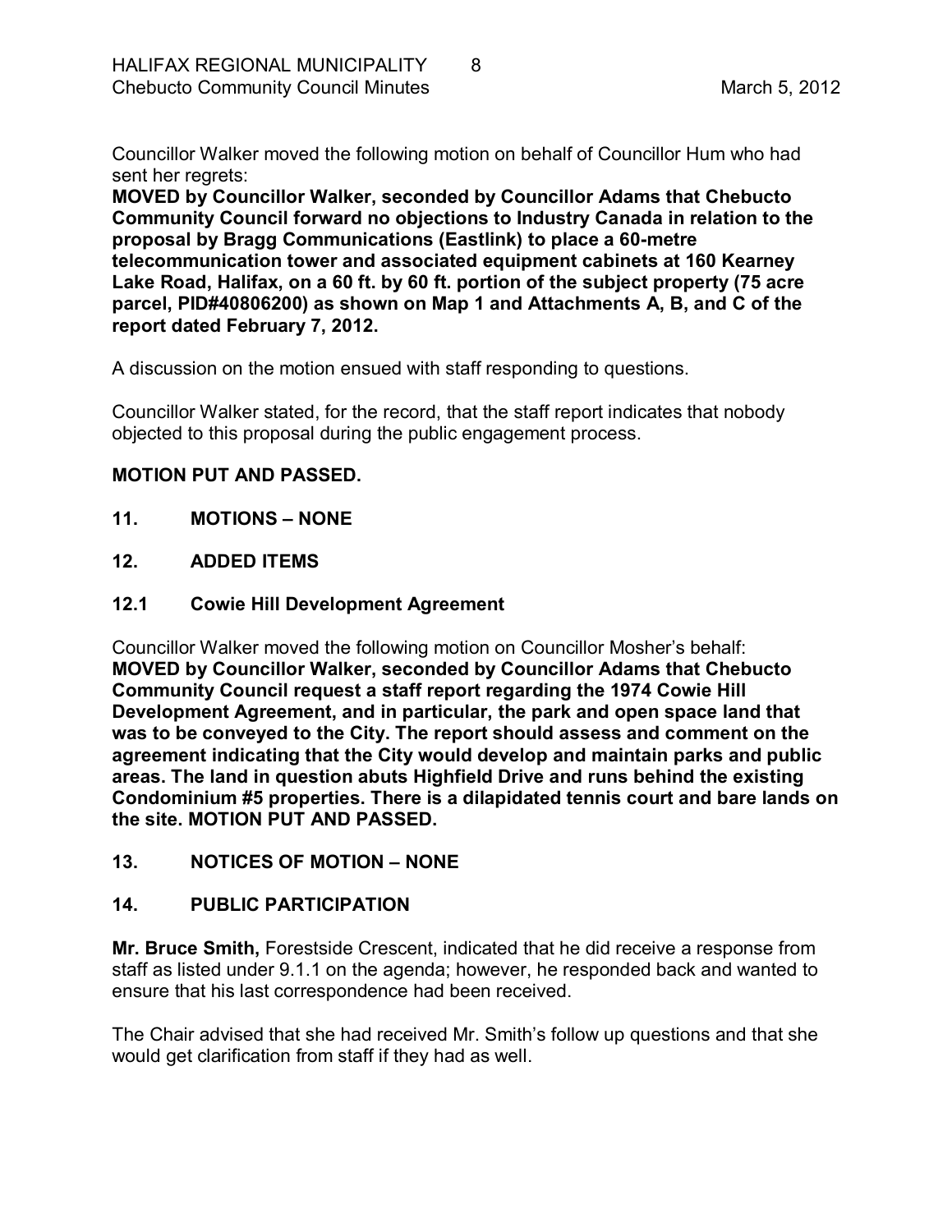Councillor Walker moved the following motion on behalf of Councillor Hum who had sent her regrets:

**MOVED by Councillor Walker, seconded by Councillor Adams that Chebucto Community Council forward no objections to Industry Canada in relation to the proposal by Bragg Communications (Eastlink) to place a 60-metre telecommunication tower and associated equipment cabinets at 160 Kearney Lake Road, Halifax, on a 60 ft. by 60 ft. portion of the subject property (75 acre parcel, PID#40806200) as shown on Map 1 and Attachments A, B, and C of the report dated February 7, 2012.**

A discussion on the motion ensued with staff responding to questions.

Councillor Walker stated, for the record, that the staff report indicates that nobody objected to this proposal during the public engagement process.

**MOTION PUT AND PASSED.**

## 11. MOTIONS – NONE

## 12. ADDED ITEMS

### 12.1 Cowie Hill Development Agreement

Councillor Walker moved the following motion on Councillor Mosher's behalf:

**MOVED by Councillor Walker, seconded by Councillor Adams that Chebucto Community Council request a staff report regarding the 1974 Cowie Hill Development Agreement, and in particular, the park and open space land that was to be conveyed to the City. The report should assess and comment on the agreement indicating that the City would develop and maintain parks and public areas. The land in question abuts Highfield Drive and runs behind the existing Condominium #5 properties. There is a dilapidated tennis court and bare lands on the site. MOTION PUT AND PASSED.**

## 13. NOTICES OF MOTION – NONE

## 14. PUBLIC PARTICIPATION

**Mr. Bruce Smith,** Forestside Crescent, indicated that he did receive a response from staff as listed under 9.1.1 on the agenda; however, he responded back and wanted to ensure that his last correspondence had been received.

The Chair advised that she had received Mr. Smith's follow up questions and that she would get clarification from staff if they had as well.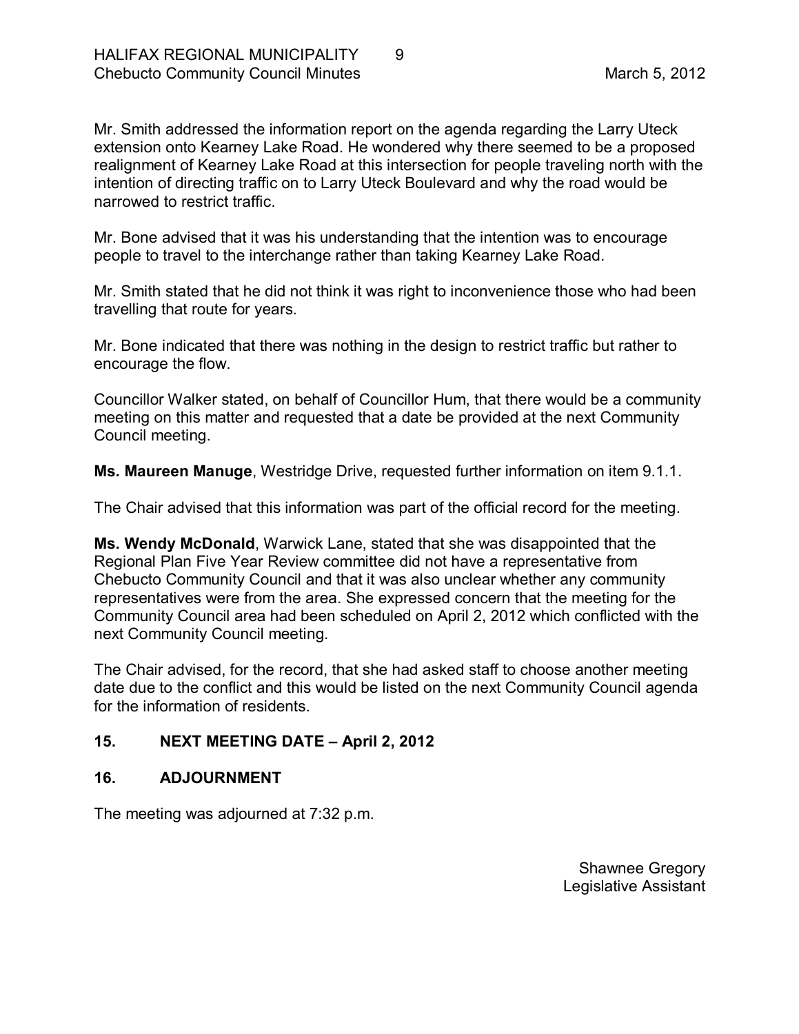Mr. Smith addressed the information report on the agenda regarding the Larry Uteck extension onto Kearney Lake Road. He wondered why there seemed to be a proposed realignment of Kearney Lake Road at this intersection for people traveling north with the intention of directing traffic on to Larry Uteck Boulevard and why the road would be narrowed to restrict traffic.

Mr. Bone advised that it was his understanding that the intention was to encourage people to travel to the interchange rather than taking Kearney Lake Road.

Mr. Smith stated that he did not think it was right to inconvenience those who had been travelling that route for years.

Mr. Bone indicated that there was nothing in the design to restrict traffic but rather to encourage the flow.

Councillor Walker stated, on behalf of Councillor Hum, that there would be a community meeting on this matter and requested that a date be provided at the next Community Council meeting.

**Ms. Maureen Manuge**, Westridge Drive, requested further information on item 9.1.1.

The Chair advised that this information was part of the official record for the meeting.

**Ms. Wendy McDonald**, Warwick Lane, stated that she was disappointed that the Regional Plan Five Year Review committee did not have a representative from Chebucto Community Council and that it was also unclear whether any community representatives were from the area. She expressed concern that the meeting for the Community Council area had been scheduled on April 2, 2012 which conflicted with the next Community Council meeting.

The Chair advised, for the record, that she had asked staff to choose another meeting date due to the conflict and this would be listed on the next Community Council agenda for the information of residents.

## 15. NEXT MEETING DATE – April 2, 2012

## 16. ADJOURNMENT

The meeting was adjourned at 7:32 p.m.

Shawnee Gregory
Legislative Assistant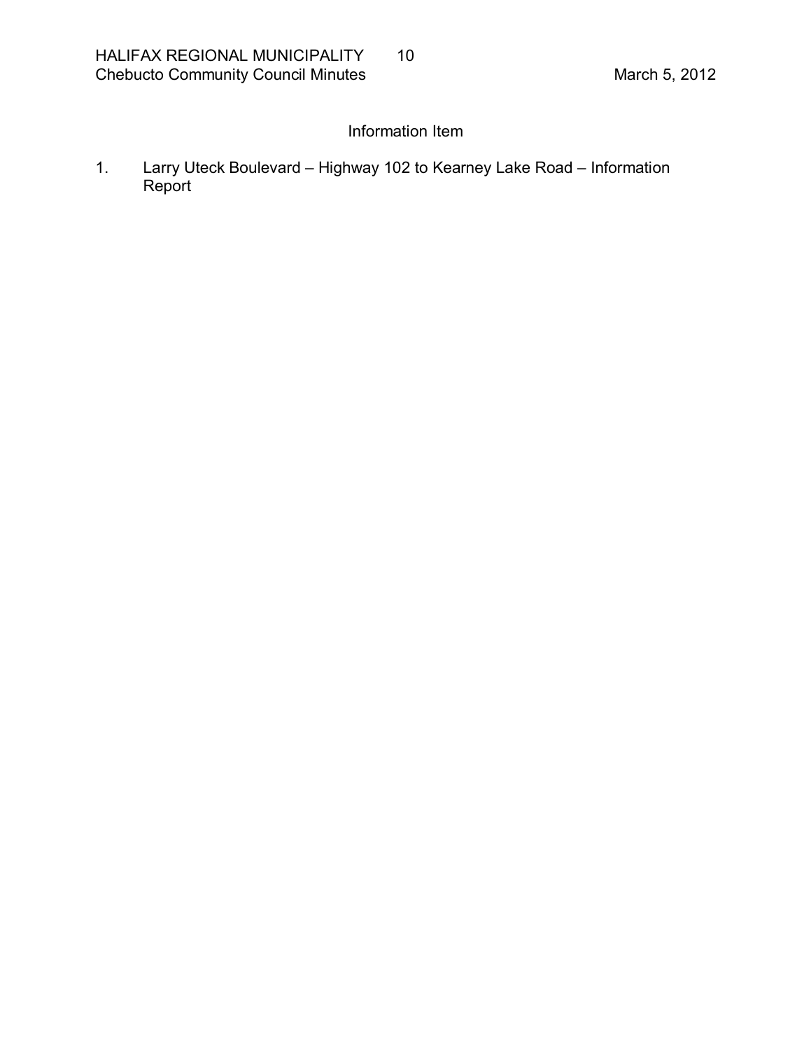## Information Item

1. Larry Uteck Boulevard – Highway 102 to Kearney Lake Road – Information Report